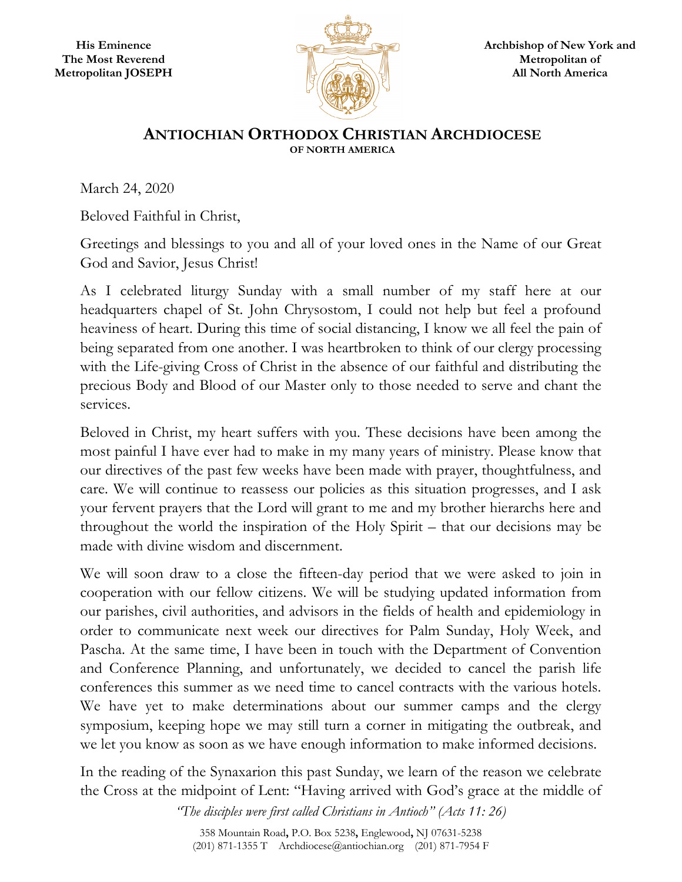His Eminence
The Most Reverend
Metropolitan JOSEPH

Archbishop of New York and
Metropolitan of
All North America

# ANTIOCHIAN ORTHODOX CHRISTIAN ARCHDIOCESE
OF NORTH AMERICA

March 24, 2020

Beloved Faithful in Christ,

Greetings and blessings to you and all of your loved ones in the Name of our Great God and Savior, Jesus Christ!

As I celebrated liturgy Sunday with a small number of my staff here at our headquarters chapel of St. John Chrysostom, I could not help but feel a profound heaviness of heart. During this time of social distancing, I know we all feel the pain of being separated from one another. I was heartbroken to think of our clergy processing with the Life-giving Cross of Christ in the absence of our faithful and distributing the precious Body and Blood of our Master only to those needed to serve and chant the services.

Beloved in Christ, my heart suffers with you. These decisions have been among the most painful I have ever had to make in my many years of ministry. Please know that our directives of the past few weeks have been made with prayer, thoughtfulness, and care. We will continue to reassess our policies as this situation progresses, and I ask your fervent prayers that the Lord will grant to me and my brother hierarchs here and throughout the world the inspiration of the Holy Spirit – that our decisions may be made with divine wisdom and discernment.

We will soon draw to a close the fifteen-day period that we were asked to join in cooperation with our fellow citizens. We will be studying updated information from our parishes, civil authorities, and advisors in the fields of health and epidemiology in order to communicate next week our directives for Palm Sunday, Holy Week, and Pascha. At the same time, I have been in touch with the Department of Convention and Conference Planning, and unfortunately, we decided to cancel the parish life conferences this summer as we need time to cancel contracts with the various hotels. We have yet to make determinations about our summer camps and the clergy symposium, keeping hope we may still turn a corner in mitigating the outbreak, and we let you know as soon as we have enough information to make informed decisions.

In the reading of the Synaxarion this past Sunday, we learn of the reason we celebrate the Cross at the midpoint of Lent: "Having arrived with God's grace at the middle of

*"The disciples were first called Christians in Antioch" (Acts 11: 26)*

358 Mountain Road, P.O. Box 5238, Englewood, NJ 07631-5238
(201) 871-1355 T Archdiocese@antiochian.org (201) 871-7954 F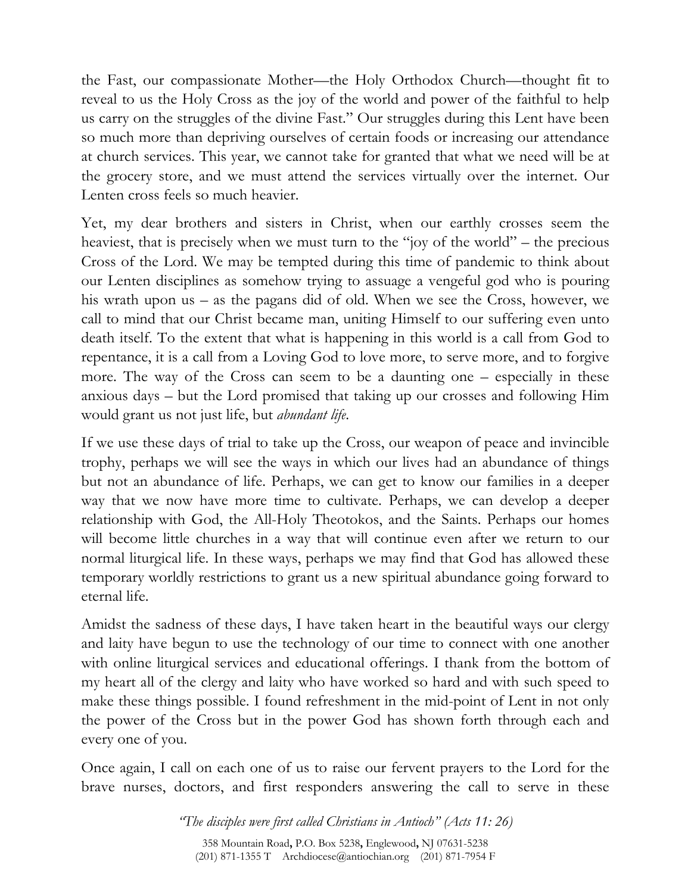the Fast, our compassionate Mother—the Holy Orthodox Church—thought fit to reveal to us the Holy Cross as the joy of the world and power of the faithful to help us carry on the struggles of the divine Fast." Our struggles during this Lent have been so much more than depriving ourselves of certain foods or increasing our attendance at church services. This year, we cannot take for granted that what we need will be at the grocery store, and we must attend the services virtually over the internet. Our Lenten cross feels so much heavier.

Yet, my dear brothers and sisters in Christ, when our earthly crosses seem the heaviest, that is precisely when we must turn to the "joy of the world" – the precious Cross of the Lord. We may be tempted during this time of pandemic to think about our Lenten disciplines as somehow trying to assuage a vengeful god who is pouring his wrath upon us – as the pagans did of old. When we see the Cross, however, we call to mind that our Christ became man, uniting Himself to our suffering even unto death itself. To the extent that what is happening in this world is a call from God to repentance, it is a call from a Loving God to love more, to serve more, and to forgive more. The way of the Cross can seem to be a daunting one – especially in these anxious days – but the Lord promised that taking up our crosses and following Him would grant us not just life, but *abundant life*.

If we use these days of trial to take up the Cross, our weapon of peace and invincible trophy, perhaps we will see the ways in which our lives had an abundance of things but not an abundance of life. Perhaps, we can get to know our families in a deeper way that we now have more time to cultivate. Perhaps, we can develop a deeper relationship with God, the All-Holy Theotokos, and the Saints. Perhaps our homes will become little churches in a way that will continue even after we return to our normal liturgical life. In these ways, perhaps we may find that God has allowed these temporary worldly restrictions to grant us a new spiritual abundance going forward to eternal life.

Amidst the sadness of these days, I have taken heart in the beautiful ways our clergy and laity have begun to use the technology of our time to connect with one another with online liturgical services and educational offerings. I thank from the bottom of my heart all of the clergy and laity who have worked so hard and with such speed to make these things possible. I found refreshment in the mid-point of Lent in not only the power of the Cross but in the power God has shown forth through each and every one of you.

Once again, I call on each one of us to raise our fervent prayers to the Lord for the brave nurses, doctors, and first responders answering the call to serve in these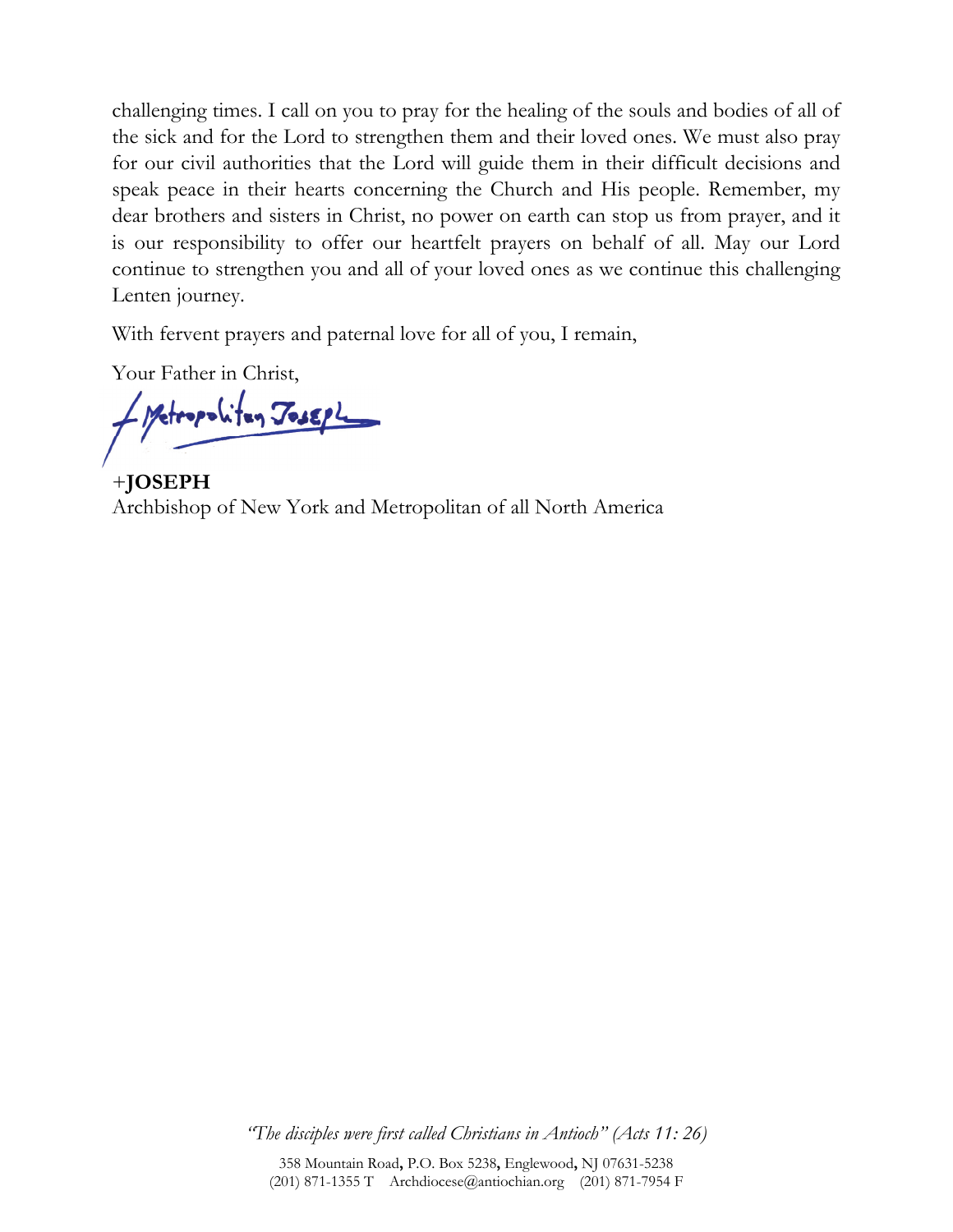challenging times. I call on you to pray for the healing of the souls and bodies of all of the sick and for the Lord to strengthen them and their loved ones. We must also pray for our civil authorities that the Lord will guide them in their difficult decisions and speak peace in their hearts concerning the Church and His people. Remember, my dear brothers and sisters in Christ, no power on earth can stop us from prayer, and it is our responsibility to offer our heartfelt prayers on behalf of all. May our Lord continue to strengthen you and all of your loved ones as we continue this challenging Lenten journey.

With fervent prayers and paternal love for all of you, I remain,

Your Father in Christ,

+Metropolitan Joseph

**+JOSEPH**
Archbishop of New York and Metropolitan of all North America

*"The disciples were first called Christians in Antioch" (Acts 11: 26)*

358 Mountain Road, P.O. Box 5238, Englewood, NJ 07631-5238
(201) 871-1355 T  Archdiocese@antiochian.org  (201) 871-7954 F